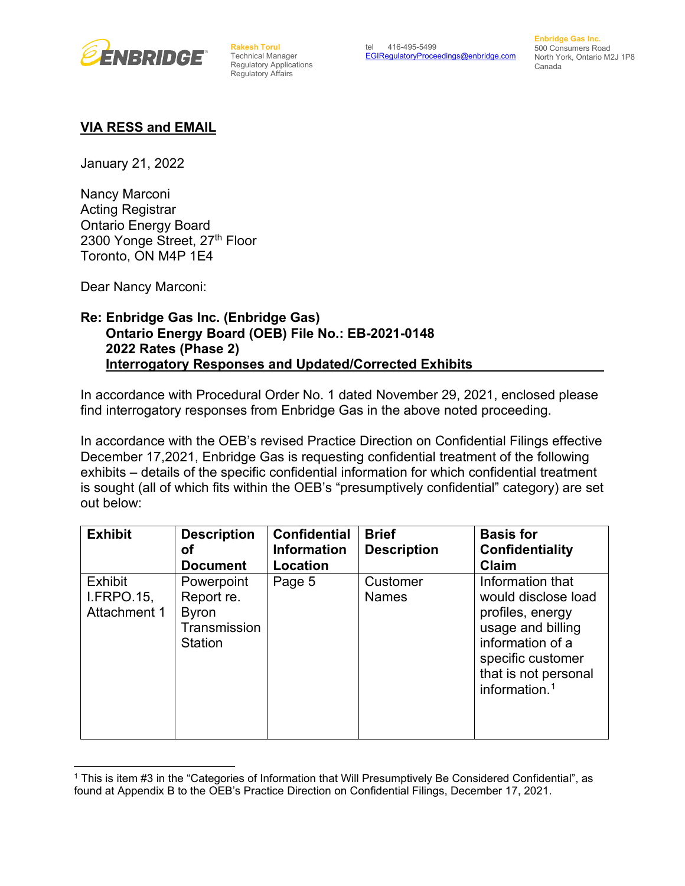ENBRIDGE

**Rakesh Torul**
Technical Manager
Regulatory Applications
Regulatory Affairs

tel 416-495-5499
EGIRegulatoryProceedings@enbridge.com

**Enbridge Gas Inc.**
500 Consumers Road
North York, Ontario M2J 1P8
Canada

**VIA RESS and EMAIL**

January 21, 2022

Nancy Marconi
Acting Registrar
Ontario Energy Board
2300 Yonge Street, 27th Floor
Toronto, ON M4P 1E4

Dear Nancy Marconi:

**Re: Enbridge Gas Inc. (Enbridge Gas)**
**Ontario Energy Board (OEB) File No.: EB-2021-0148**
**2022 Rates (Phase 2)**
**Interrogatory Responses and Updated/Corrected Exhibits**

In accordance with Procedural Order No. 1 dated November 29, 2021, enclosed please find interrogatory responses from Enbridge Gas in the above noted proceeding.

In accordance with the OEB's revised Practice Direction on Confidential Filings effective December 17,2021, Enbridge Gas is requesting confidential treatment of the following exhibits – details of the specific confidential information for which confidential treatment is sought (all of which fits within the OEB's "presumptively confidential" category) are set out below:

| Exhibit | Description of Document | Confidential Information Location | Brief Description | Basis for Confidentiality Claim |
|---|---|---|---|---|
| Exhibit I.FRPO.15, Attachment 1 | Powerpoint Report re. Byron Transmission Station | Page 5 | Customer Names | Information that would disclose load profiles, energy usage and billing information of a specific customer that is not personal information.[1] |

[1] This is item #3 in the "Categories of Information that Will Presumptively Be Considered Confidential", as found at Appendix B to the OEB's Practice Direction on Confidential Filings, December 17, 2021.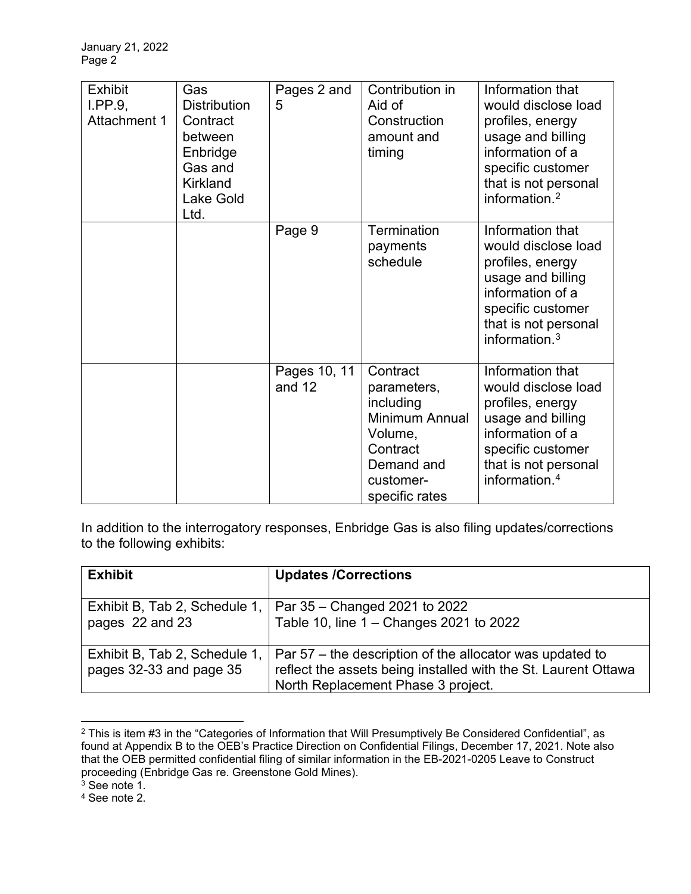| Exhibit I.PP.9, Attachment 1 | Gas Distribution Contract between Enbridge Gas and Kirkland Lake Gold Ltd. | Pages 2 and 5 | Contribution in Aid of Construction amount and timing | Information that would disclose load profiles, energy usage and billing information of a specific customer that is not personal information.[2] |
|---|---|---|---|---|
| | | Page 9 | Termination payments schedule | Information that would disclose load profiles, energy usage and billing information of a specific customer that is not personal information.[3] |
| | | Pages 10, 11 and 12 | Contract parameters, including Minimum Annual Volume, Contract Demand and customer-specific rates | Information that would disclose load profiles, energy usage and billing information of a specific customer that is not personal information.[4] |

In addition to the interrogatory responses, Enbridge Gas is also filing updates/corrections to the following exhibits:

| **Exhibit** | **Updates /Corrections** |
|---|---|
| Exhibit B, Tab 2, Schedule 1, pages 22 and 23 | Par 35 – Changed 2021 to 2022<br>Table 10, line 1 – Changes 2021 to 2022 |
| Exhibit B, Tab 2, Schedule 1, pages 32-33 and page 35 | Par 57 – the description of the allocator was updated to reflect the assets being installed with the St. Laurent Ottawa North Replacement Phase 3 project. |

[2] This is item #3 in the "Categories of Information that Will Presumptively Be Considered Confidential", as found at Appendix B to the OEB's Practice Direction on Confidential Filings, December 17, 2021. Note also that the OEB permitted confidential filing of similar information in the EB-2021-0205 Leave to Construct proceeding (Enbridge Gas re. Greenstone Gold Mines).

[3] See note 1.

[4] See note 2.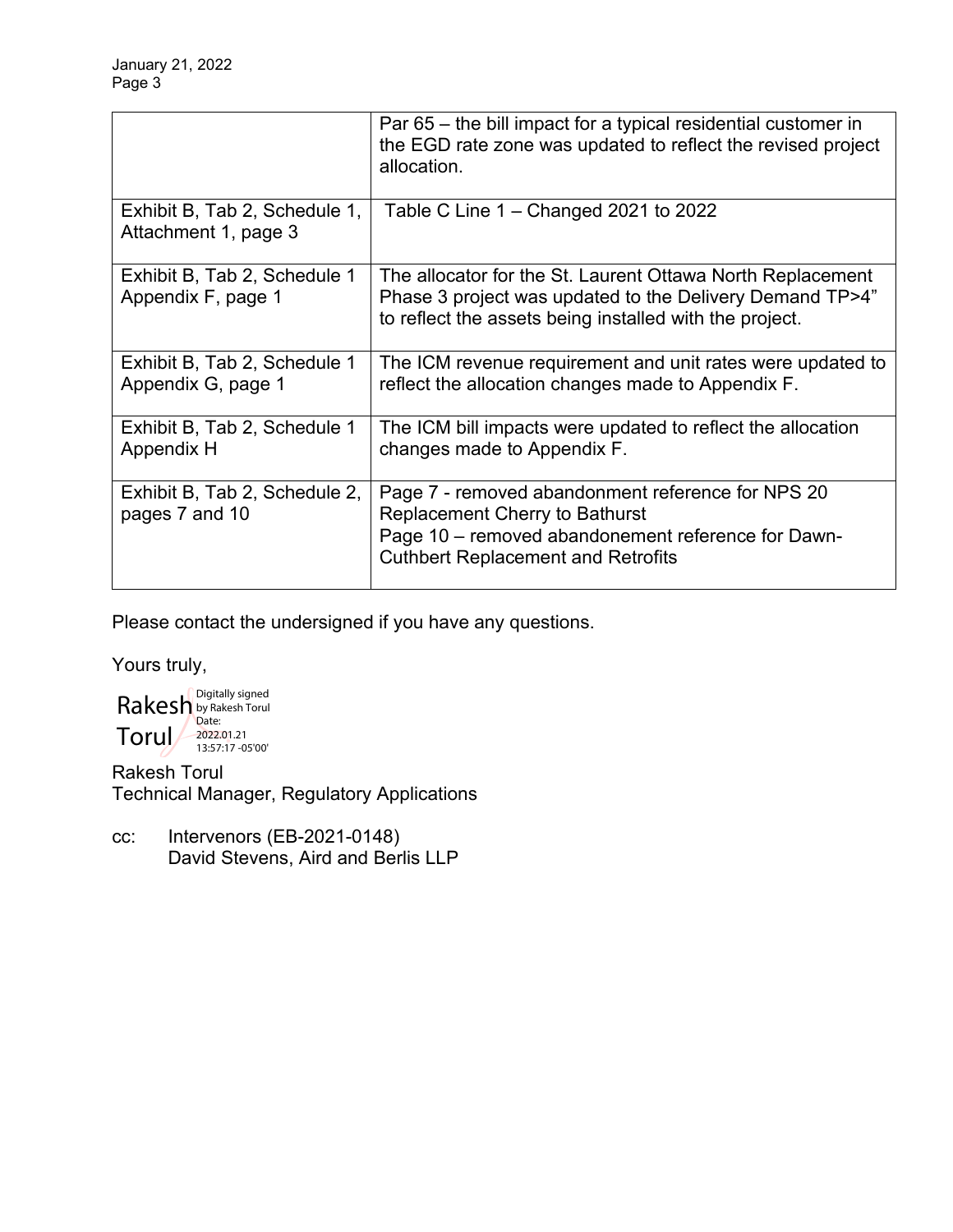| | |
|---|---|
| | Par 65 – the bill impact for a typical residential customer in the EGD rate zone was updated to reflect the revised project allocation. |
| Exhibit B, Tab 2, Schedule 1, Attachment 1, page 3 | Table C Line 1 – Changed 2021 to 2022 |
| Exhibit B, Tab 2, Schedule 1 Appendix F, page 1 | The allocator for the St. Laurent Ottawa North Replacement Phase 3 project was updated to the Delivery Demand TP>4" to reflect the assets being installed with the project. |
| Exhibit B, Tab 2, Schedule 1 Appendix G, page 1 | The ICM revenue requirement and unit rates were updated to reflect the allocation changes made to Appendix F. |
| Exhibit B, Tab 2, Schedule 1 Appendix H | The ICM bill impacts were updated to reflect the allocation changes made to Appendix F. |
| Exhibit B, Tab 2, Schedule 2, pages 7 and 10 | Page 7 - removed abandonment reference for NPS 20 Replacement Cherry to Bathurst<br>Page 10 – removed abandonement reference for Dawn-Cuthbert Replacement and Retrofits |

Please contact the undersigned if you have any questions.

Yours truly,

Rakesh Torul
Digitally signed by Rakesh Torul
Date: 2022.01.21 13:57:17 -05'00'

Rakesh Torul
Technical Manager, Regulatory Applications

cc: Intervenors (EB-2021-0148)
David Stevens, Aird and Berlis LLP